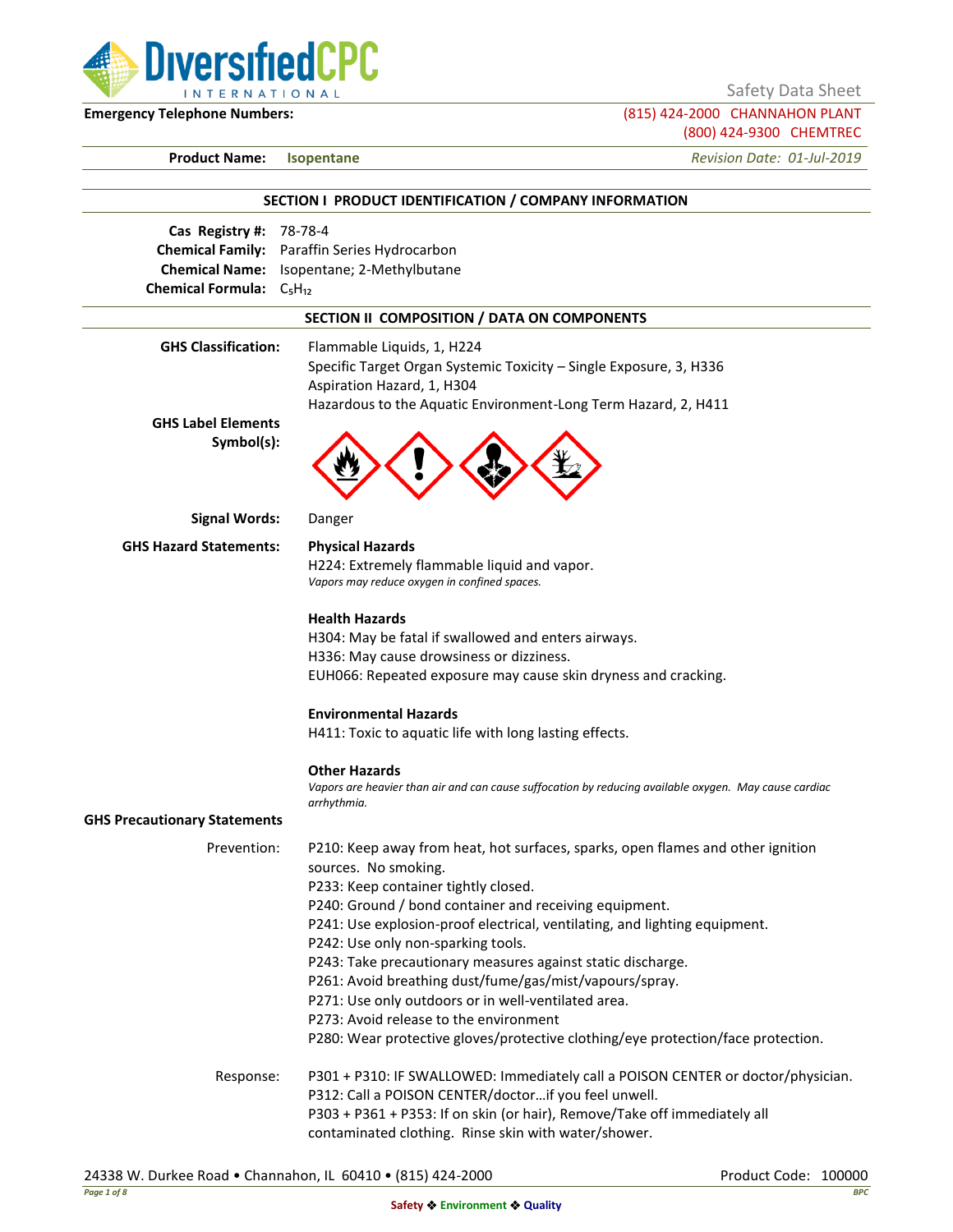Safety Data Sheet

**Emergency Telephone Numbers:** (815) 424-2000 CHANNAHON PLANT
(800) 424-9300 CHEMTREC

**Product Name:** **Isopentane** *Revision Date: 01-Jul-2019*

## SECTION I PRODUCT IDENTIFICATION / COMPANY INFORMATION

**Cas Registry #:** 78-78-4
**Chemical Family:** Paraffin Series Hydrocarbon
**Chemical Name:** Isopentane; 2-Methylbutane
**Chemical Formula:** $C_5H_{12}$

## SECTION II COMPOSITION / DATA ON COMPONENTS

**GHS Classification:**
Flammable Liquids, 1, H224
Specific Target Organ Systemic Toxicity – Single Exposure, 3, H336
Aspiration Hazard, 1, H304
Hazardous to the Aquatic Environment-Long Term Hazard, 2, H411

**GHS Label Elements Symbol(s):**

**Signal Words:** Danger

**GHS Hazard Statements:**

**Physical Hazards**
H224: Extremely flammable liquid and vapor.
*Vapors may reduce oxygen in confined spaces.*

**Health Hazards**
H304: May be fatal if swallowed and enters airways.
H336: May cause drowsiness or dizziness.
EUH066: Repeated exposure may cause skin dryness and cracking.

**Environmental Hazards**
H411: Toxic to aquatic life with long lasting effects.

**Other Hazards**
*Vapors are heavier than air and can cause suffocation by reducing available oxygen. May cause cardiac arrhythmia.*

**GHS Precautionary Statements**

Prevention:
P210: Keep away from heat, hot surfaces, sparks, open flames and other ignition sources. No smoking.
P233: Keep container tightly closed.
P240: Ground / bond container and receiving equipment.
P241: Use explosion-proof electrical, ventilating, and lighting equipment.
P242: Use only non-sparking tools.
P243: Take precautionary measures against static discharge.
P261: Avoid breathing dust/fume/gas/mist/vapours/spray.
P271: Use only outdoors or in well-ventilated area.
P273: Avoid release to the environment
P280: Wear protective gloves/protective clothing/eye protection/face protection.

Response:
P301 + P310: IF SWALLOWED: Immediately call a POISON CENTER or doctor/physician.
P312: Call a POISON CENTER/doctor…if you feel unwell.
P303 + P361 + P353: If on skin (or hair), Remove/Take off immediately all contaminated clothing. Rinse skin with water/shower.

24338 W. Durkee Road • Channahon, IL 60410 • (815) 424-2000 Product Code: 100000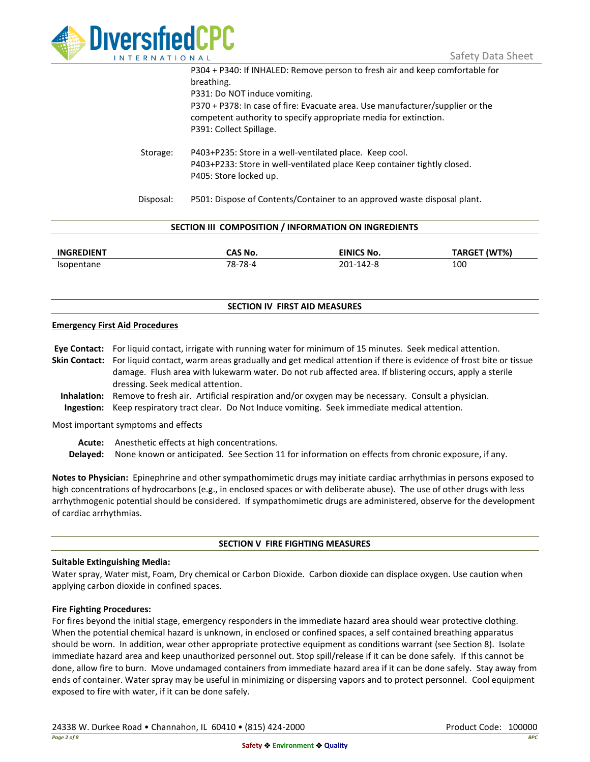P304 + P340: If INHALED: Remove person to fresh air and keep comfortable for breathing.
P331: Do NOT induce vomiting.
P370 + P378: In case of fire: Evacuate area. Use manufacturer/supplier or the competent authority to specify appropriate media for extinction.
P391: Collect Spillage.

Storage: P403+P235: Store in a well-ventilated place. Keep cool.
P403+P233: Store in well-ventilated place Keep container tightly closed.
P405: Store locked up.

Disposal: P501: Dispose of Contents/Container to an approved waste disposal plant.

## SECTION III COMPOSITION / INFORMATION ON INGREDIENTS

| INGREDIENT | CAS No. | EINICS No. | TARGET (WT%) |
|---|---|---|---|
| Isopentane | 78-78-4 | 201-142-8 | 100 |

## SECTION IV FIRST AID MEASURES

**Emergency First Aid Procedures**

**Eye Contact:** For liquid contact, irrigate with running water for minimum of 15 minutes. Seek medical attention.

**Skin Contact:** For liquid contact, warm areas gradually and get medical attention if there is evidence of frost bite or tissue damage. Flush area with lukewarm water. Do not rub affected area. If blistering occurs, apply a sterile dressing. Seek medical attention.

**Inhalation:** Remove to fresh air. Artificial respiration and/or oxygen may be necessary. Consult a physician.

**Ingestion:** Keep respiratory tract clear. Do Not Induce vomiting. Seek immediate medical attention.

Most important symptoms and effects

**Acute:** Anesthetic effects at high concentrations.

**Delayed:** None known or anticipated. See Section 11 for information on effects from chronic exposure, if any.

**Notes to Physician:** Epinephrine and other sympathomimetic drugs may initiate cardiac arrhythmias in persons exposed to high concentrations of hydrocarbons (e.g., in enclosed spaces or with deliberate abuse). The use of other drugs with less arrhythmogenic potential should be considered. If sympathomimetic drugs are administered, observe for the development of cardiac arrhythmias.

## SECTION V FIRE FIGHTING MEASURES

**Suitable Extinguishing Media:**

Water spray, Water mist, Foam, Dry chemical or Carbon Dioxide. Carbon dioxide can displace oxygen. Use caution when applying carbon dioxide in confined spaces.

**Fire Fighting Procedures:**

For fires beyond the initial stage, emergency responders in the immediate hazard area should wear protective clothing. When the potential chemical hazard is unknown, in enclosed or confined spaces, a self contained breathing apparatus should be worn. In addition, wear other appropriate protective equipment as conditions warrant (see Section 8). Isolate immediate hazard area and keep unauthorized personnel out. Stop spill/release if it can be done safely. If this cannot be done, allow fire to burn. Move undamaged containers from immediate hazard area if it can be done safely. Stay away from ends of container. Water spray may be useful in minimizing or dispersing vapors and to protect personnel. Cool equipment exposed to fire with water, if it can be done safely.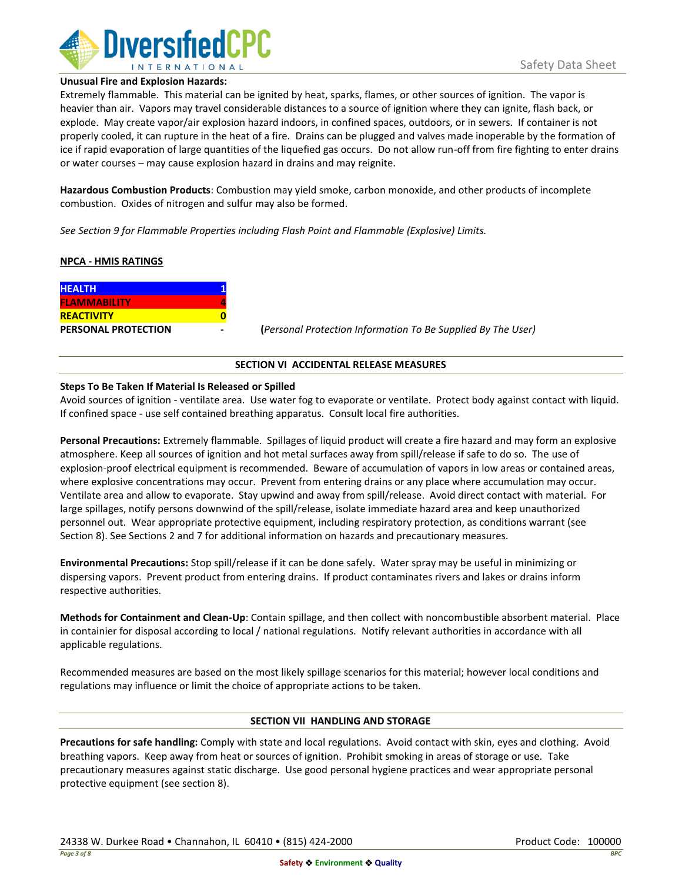**Unusual Fire and Explosion Hazards:**
Extremely flammable. This material can be ignited by heat, sparks, flames, or other sources of ignition. The vapor is heavier than air. Vapors may travel considerable distances to a source of ignition where they can ignite, flash back, or explode. May create vapor/air explosion hazard indoors, in confined spaces, outdoors, or in sewers. If container is not properly cooled, it can rupture in the heat of a fire. Drains can be plugged and valves made inoperable by the formation of ice if rapid evaporation of large quantities of the liquefied gas occurs. Do not allow run-off from fire fighting to enter drains or water courses – may cause explosion hazard in drains and may reignite.

**Hazardous Combustion Products**: Combustion may yield smoke, carbon monoxide, and other products of incomplete combustion. Oxides of nitrogen and sulfur may also be formed.

*See Section 9 for Flammable Properties including Flash Point and Flammable (Explosive) Limits.*

**NPCA - HMIS RATINGS**

| | | |
|---|---|---|
| **HEALTH** | **1** | |
| **FLAMMABILITY** | **4** | |
| **REACTIVITY** | **0** | |
| **PERSONAL PROTECTION** | **-** | (*Personal Protection Information To Be Supplied By The User)* |

## SECTION VI ACCIDENTAL RELEASE MEASURES

**Steps To Be Taken If Material Is Released or Spilled**
Avoid sources of ignition - ventilate area. Use water fog to evaporate or ventilate. Protect body against contact with liquid. If confined space - use self contained breathing apparatus. Consult local fire authorities.

**Personal Precautions:** Extremely flammable. Spillages of liquid product will create a fire hazard and may form an explosive atmosphere. Keep all sources of ignition and hot metal surfaces away from spill/release if safe to do so. The use of explosion-proof electrical equipment is recommended. Beware of accumulation of vapors in low areas or contained areas, where explosive concentrations may occur. Prevent from entering drains or any place where accumulation may occur. Ventilate area and allow to evaporate. Stay upwind and away from spill/release. Avoid direct contact with material. For large spillages, notify persons downwind of the spill/release, isolate immediate hazard area and keep unauthorized personnel out. Wear appropriate protective equipment, including respiratory protection, as conditions warrant (see Section 8). See Sections 2 and 7 for additional information on hazards and precautionary measures.

**Environmental Precautions:** Stop spill/release if it can be done safely. Water spray may be useful in minimizing or dispersing vapors. Prevent product from entering drains. If product contaminates rivers and lakes or drains inform respective authorities.

**Methods for Containment and Clean-Up**: Contain spillage, and then collect with noncombustible absorbent material. Place in containier for disposal according to local / national regulations. Notify relevant authorities in accordance with all applicable regulations.

Recommended measures are based on the most likely spillage scenarios for this material; however local conditions and regulations may influence or limit the choice of appropriate actions to be taken.

## SECTION VII HANDLING AND STORAGE

**Precautions for safe handling:** Comply with state and local regulations. Avoid contact with skin, eyes and clothing. Avoid breathing vapors. Keep away from heat or sources of ignition. Prohibit smoking in areas of storage or use. Take precautionary measures against static discharge. Use good personal hygiene practices and wear appropriate personal protective equipment (see section 8).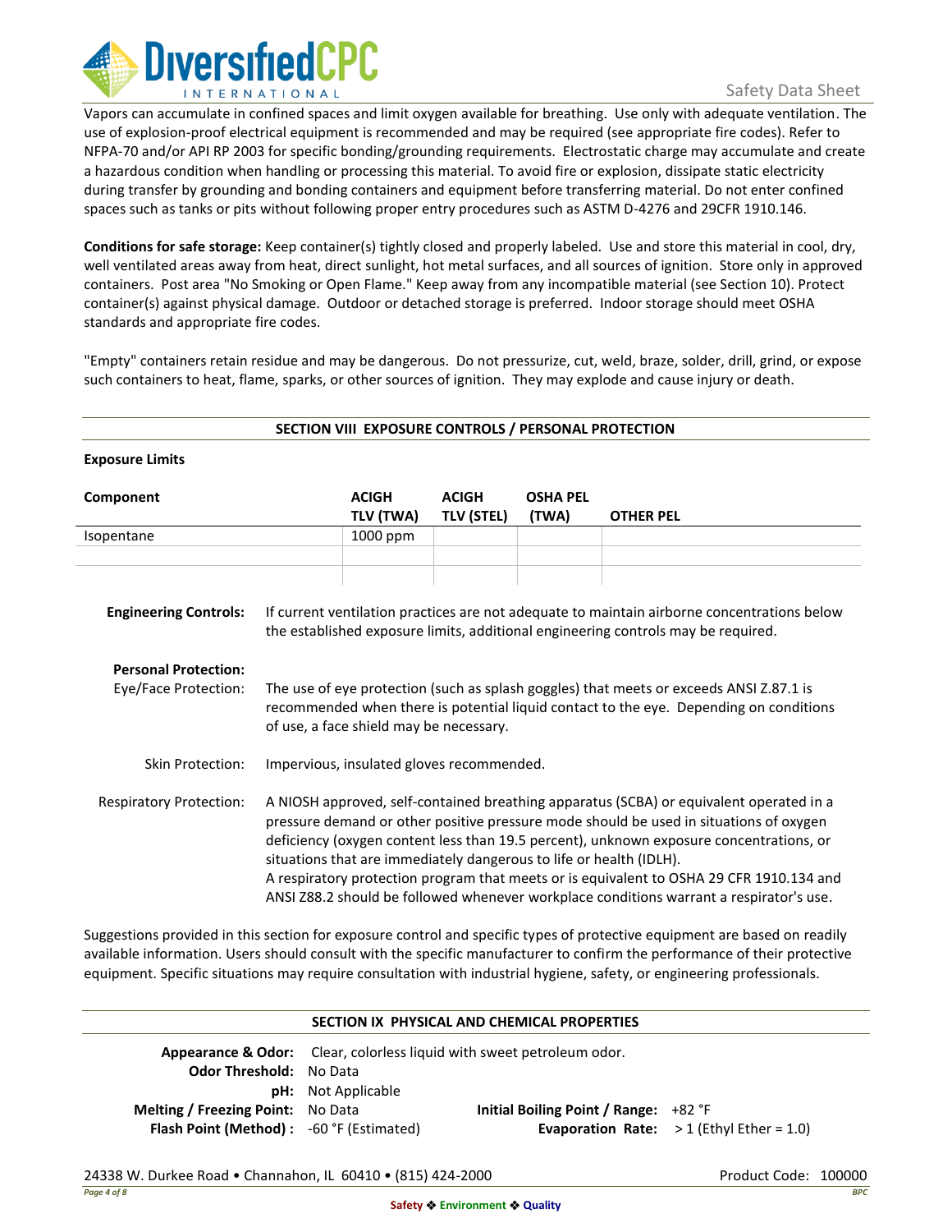Vapors can accumulate in confined spaces and limit oxygen available for breathing. Use only with adequate ventilation. The use of explosion-proof electrical equipment is recommended and may be required (see appropriate fire codes). Refer to NFPA-70 and/or API RP 2003 for specific bonding/grounding requirements. Electrostatic charge may accumulate and create a hazardous condition when handling or processing this material. To avoid fire or explosion, dissipate static electricity during transfer by grounding and bonding containers and equipment before transferring material. Do not enter confined spaces such as tanks or pits without following proper entry procedures such as ASTM D-4276 and 29CFR 1910.146.

**Conditions for safe storage:** Keep container(s) tightly closed and properly labeled. Use and store this material in cool, dry, well ventilated areas away from heat, direct sunlight, hot metal surfaces, and all sources of ignition. Store only in approved containers. Post area "No Smoking or Open Flame." Keep away from any incompatible material (see Section 10). Protect container(s) against physical damage. Outdoor or detached storage is preferred. Indoor storage should meet OSHA standards and appropriate fire codes.

"Empty" containers retain residue and may be dangerous. Do not pressurize, cut, weld, braze, solder, drill, grind, or expose such containers to heat, flame, sparks, or other sources of ignition. They may explode and cause injury or death.

## SECTION VIII EXPOSURE CONTROLS / PERSONAL PROTECTION

**Exposure Limits**

| Component | ACIGH TLV (TWA) | ACIGH TLV (STEL) | OSHA PEL (TWA) | OTHER PEL |
|---|---|---|---|---|
| Isopentane | 1000 ppm | | | |
| | | | | |
| | | | | |

**Engineering Controls:** If current ventilation practices are not adequate to maintain airborne concentrations below the established exposure limits, additional engineering controls may be required.

**Personal Protection:**

Eye/Face Protection: The use of eye protection (such as splash goggles) that meets or exceeds ANSI Z.87.1 is recommended when there is potential liquid contact to the eye. Depending on conditions of use, a face shield may be necessary.

Skin Protection: Impervious, insulated gloves recommended.

Respiratory Protection: A NIOSH approved, self-contained breathing apparatus (SCBA) or equivalent operated in a pressure demand or other positive pressure mode should be used in situations of oxygen deficiency (oxygen content less than 19.5 percent), unknown exposure concentrations, or situations that are immediately dangerous to life or health (IDLH).
A respiratory protection program that meets or is equivalent to OSHA 29 CFR 1910.134 and ANSI Z88.2 should be followed whenever workplace conditions warrant a respirator's use.

Suggestions provided in this section for exposure control and specific types of protective equipment are based on readily available information. Users should consult with the specific manufacturer to confirm the performance of their protective equipment. Specific situations may require consultation with industrial hygiene, safety, or engineering professionals.

## SECTION IX PHYSICAL AND CHEMICAL PROPERTIES

**Appearance & Odor:** Clear, colorless liquid with sweet petroleum odor.

**Odor Threshold:** No Data

**pH:** Not Applicable

**Melting / Freezing Point:** No Data

**Initial Boiling Point / Range:** +82 °F

**Flash Point (Method) :** -60 °F (Estimated)

**Evaporation Rate:** > 1 (Ethyl Ether = 1.0)

24338 W. Durkee Road • Channahon, IL 60410 • (815) 424-2000

Product Code: 100000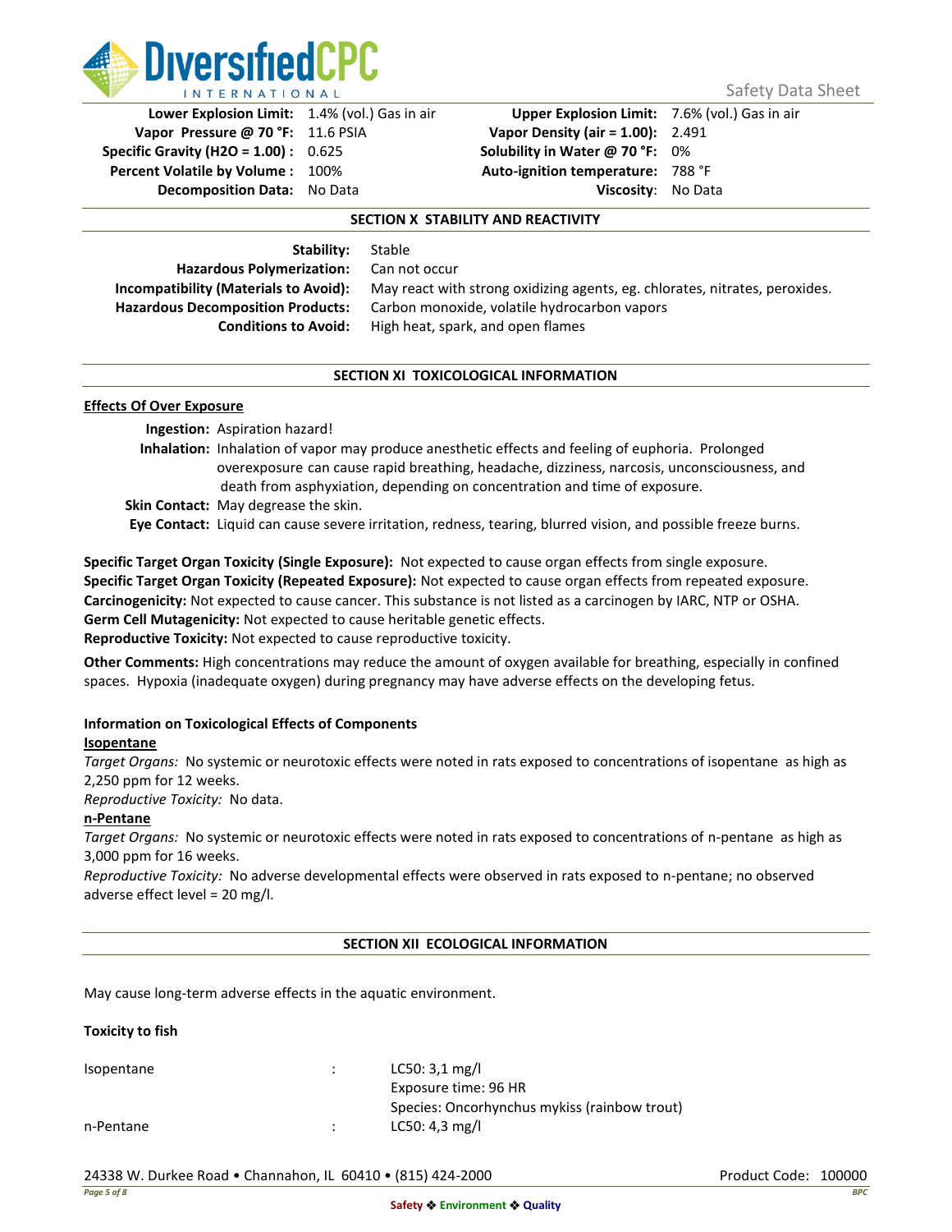| | | | |
|---|---|---|---|
| **Lower Explosion Limit:** | 1.4% (vol.) Gas in air | **Upper Explosion Limit:** | 7.6% (vol.) Gas in air |
| **Vapor Pressure @ 70 °F:** | 11.6 PSIA | **Vapor Density (air = 1.00):** | 2.491 |
| **Specific Gravity (H2O = 1.00) :** | 0.625 | **Solubility in Water @ 70 °F:** | 0% |
| **Percent Volatile by Volume :** | 100% | **Auto-ignition temperature:** | 788 °F |
| **Decomposition Data:** | No Data | **Viscosity:** | No Data |

## SECTION X STABILITY AND REACTIVITY

| | |
|---|---|
| **Stability:** | Stable |
| **Hazardous Polymerization:** | Can not occur |
| **Incompatibility (Materials to Avoid):** | May react with strong oxidizing agents, eg. chlorates, nitrates, peroxides. |
| **Hazardous Decomposition Products:** | Carbon monoxide, volatile hydrocarbon vapors |
| **Conditions to Avoid:** | High heat, spark, and open flames |

## SECTION XI TOXICOLOGICAL INFORMATION

**Effects Of Over Exposure**

**Ingestion:** Aspiration hazard!

**Inhalation:** Inhalation of vapor may produce anesthetic effects and feeling of euphoria. Prolonged overexposure can cause rapid breathing, headache, dizziness, narcosis, unconsciousness, and death from asphyxiation, depending on concentration and time of exposure.

**Skin Contact:** May degrease the skin.

**Eye Contact:** Liquid can cause severe irritation, redness, tearing, blurred vision, and possible freeze burns.

**Specific Target Organ Toxicity (Single Exposure):** Not expected to cause organ effects from single exposure.
**Specific Target Organ Toxicity (Repeated Exposure):** Not expected to cause organ effects from repeated exposure.
**Carcinogenicity:** Not expected to cause cancer. This substance is not listed as a carcinogen by IARC, NTP or OSHA.
**Germ Cell Mutagenicity:** Not expected to cause heritable genetic effects.
**Reproductive Toxicity:** Not expected to cause reproductive toxicity.

**Other Comments:** High concentrations may reduce the amount of oxygen available for breathing, especially in confined spaces. Hypoxia (inadequate oxygen) during pregnancy may have adverse effects on the developing fetus.

**Information on Toxicological Effects of Components**

**Isopentane**

*Target Organs:* No systemic or neurotoxic effects were noted in rats exposed to concentrations of isopentane as high as 2,250 ppm for 12 weeks.

*Reproductive Toxicity:* No data.

**n-Pentane**

*Target Organs:* No systemic or neurotoxic effects were noted in rats exposed to concentrations of n-pentane as high as 3,000 ppm for 16 weeks.

*Reproductive Toxicity:* No adverse developmental effects were observed in rats exposed to n-pentane; no observed adverse effect level = 20 mg/l.

## SECTION XII ECOLOGICAL INFORMATION

May cause long-term adverse effects in the aquatic environment.

**Toxicity to fish**

| | | |
|---|---|---|
| Isopentane | : | LC50: 3,1 mg/l<br>Exposure time: 96 HR<br>Species: Oncorhynchus mykiss (rainbow trout) |
| n-Pentane | : | LC50: 4,3 mg/l |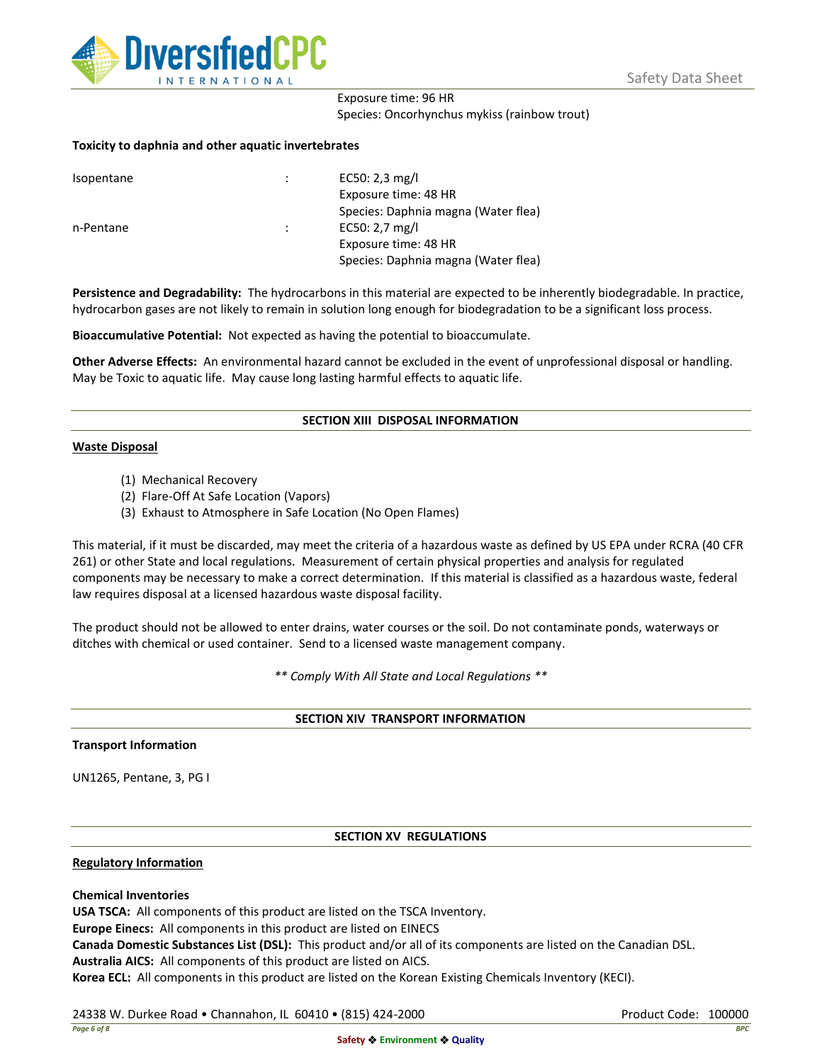Exposure time: 96 HR
Species: Oncorhynchus mykiss (rainbow trout)

**Toxicity to daphnia and other aquatic invertebrates**

| | | |
|---|---|---|
| Isopentane | : | EC50: 2,3 mg/l<br>Exposure time: 48 HR<br>Species: Daphnia magna (Water flea) |
| n-Pentane | : | EC50: 2,7 mg/l<br>Exposure time: 48 HR<br>Species: Daphnia magna (Water flea) |

**Persistence and Degradability:** The hydrocarbons in this material are expected to be inherently biodegradable. In practice, hydrocarbon gases are not likely to remain in solution long enough for biodegradation to be a significant loss process.

**Bioaccumulative Potential:** Not expected as having the potential to bioaccumulate.

**Other Adverse Effects:** An environmental hazard cannot be excluded in the event of unprofessional disposal or handling. May be Toxic to aquatic life. May cause long lasting harmful effects to aquatic life.

## SECTION XIII DISPOSAL INFORMATION

**Waste Disposal**

(1) Mechanical Recovery
(2) Flare-Off At Safe Location (Vapors)
(3) Exhaust to Atmosphere in Safe Location (No Open Flames)

This material, if it must be discarded, may meet the criteria of a hazardous waste as defined by US EPA under RCRA (40 CFR 261) or other State and local regulations. Measurement of certain physical properties and analysis for regulated components may be necessary to make a correct determination. If this material is classified as a hazardous waste, federal law requires disposal at a licensed hazardous waste disposal facility.

The product should not be allowed to enter drains, water courses or the soil. Do not contaminate ponds, waterways or ditches with chemical or used container. Send to a licensed waste management company.

*** Comply With All State and Local Regulations ***

## SECTION XIV TRANSPORT INFORMATION

**Transport Information**

UN1265, Pentane, 3, PG I

## SECTION XV REGULATIONS

**Regulatory Information**

**Chemical Inventories**
**USA TSCA:** All components of this product are listed on the TSCA Inventory.
**Europe Einecs:** All components in this product are listed on EINECS
**Canada Domestic Substances List (DSL):** This product and/or all of its components are listed on the Canadian DSL.
**Australia AICS:** All components of this product are listed on AICS.
**Korea ECL:** All components in this product are listed on the Korean Existing Chemicals Inventory (KECI).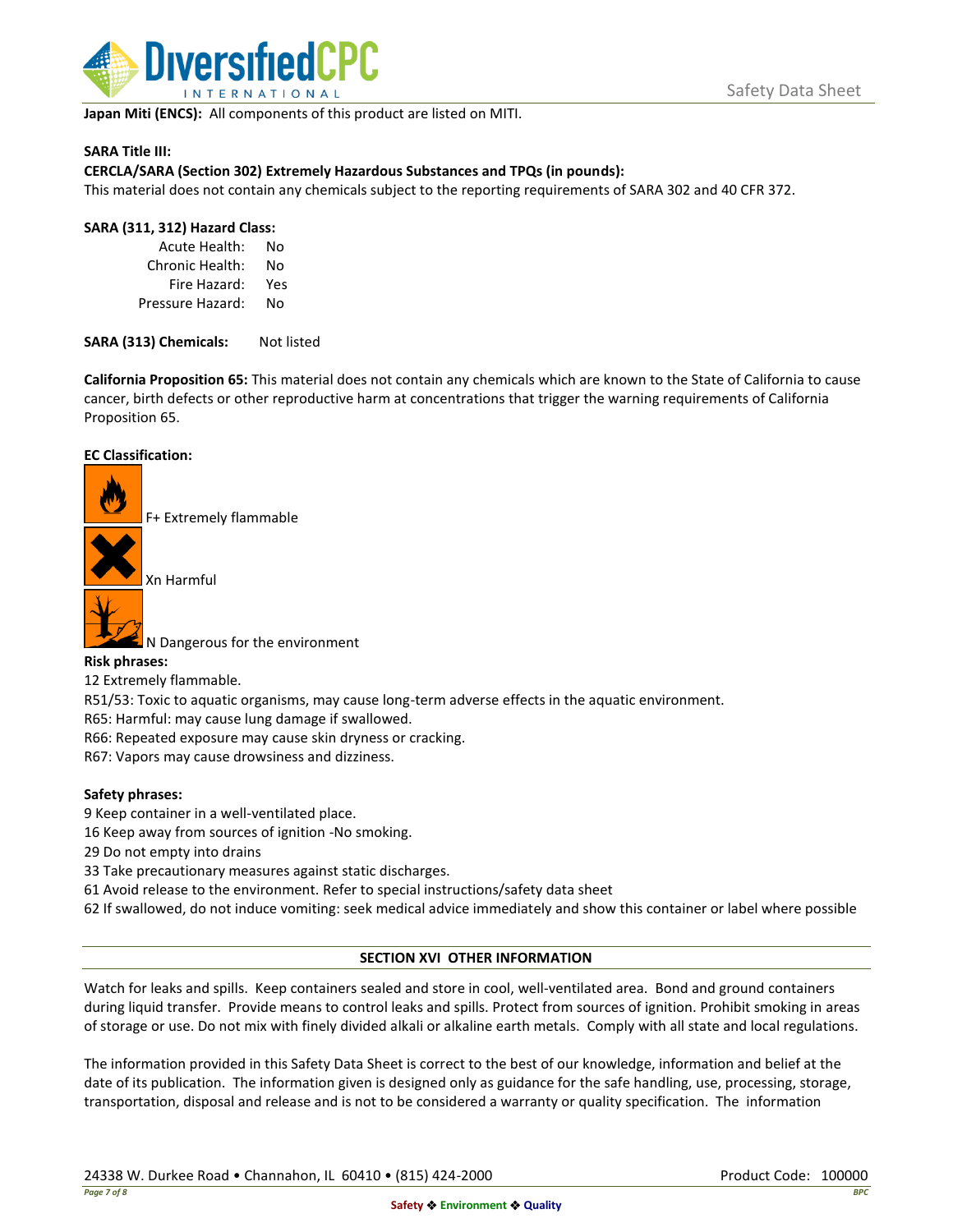**Japan Miti (ENCS):** All components of this product are listed on MITI.

**SARA Title III:**

**CERCLA/SARA (Section 302) Extremely Hazardous Substances and TPQs (in pounds):**

This material does not contain any chemicals subject to the reporting requirements of SARA 302 and 40 CFR 372.

**SARA (311, 312) Hazard Class:**

| | |
|---|---|
| Acute Health: | No |
| Chronic Health: | No |
| Fire Hazard: | Yes |
| Pressure Hazard: | No |

**SARA (313) Chemicals:** Not listed

**California Proposition 65:** This material does not contain any chemicals which are known to the State of California to cause cancer, birth defects or other reproductive harm at concentrations that trigger the warning requirements of California Proposition 65.

**EC Classification:**

F+ Extremely flammable

Xn Harmful

N Dangerous for the environment

**Risk phrases:**

12 Extremely flammable.

R51/53: Toxic to aquatic organisms, may cause long-term adverse effects in the aquatic environment.

R65: Harmful: may cause lung damage if swallowed.

R66: Repeated exposure may cause skin dryness or cracking.

R67: Vapors may cause drowsiness and dizziness.

**Safety phrases:**

9 Keep container in a well-ventilated place.

16 Keep away from sources of ignition -No smoking.

29 Do not empty into drains

33 Take precautionary measures against static discharges.

61 Avoid release to the environment. Refer to special instructions/safety data sheet

62 If swallowed, do not induce vomiting: seek medical advice immediately and show this container or label where possible

## SECTION XVI OTHER INFORMATION

Watch for leaks and spills. Keep containers sealed and store in cool, well-ventilated area. Bond and ground containers during liquid transfer. Provide means to control leaks and spills. Protect from sources of ignition. Prohibit smoking in areas of storage or use. Do not mix with finely divided alkali or alkaline earth metals. Comply with all state and local regulations.

The information provided in this Safety Data Sheet is correct to the best of our knowledge, information and belief at the date of its publication. The information given is designed only as guidance for the safe handling, use, processing, storage, transportation, disposal and release and is not to be considered a warranty or quality specification. The information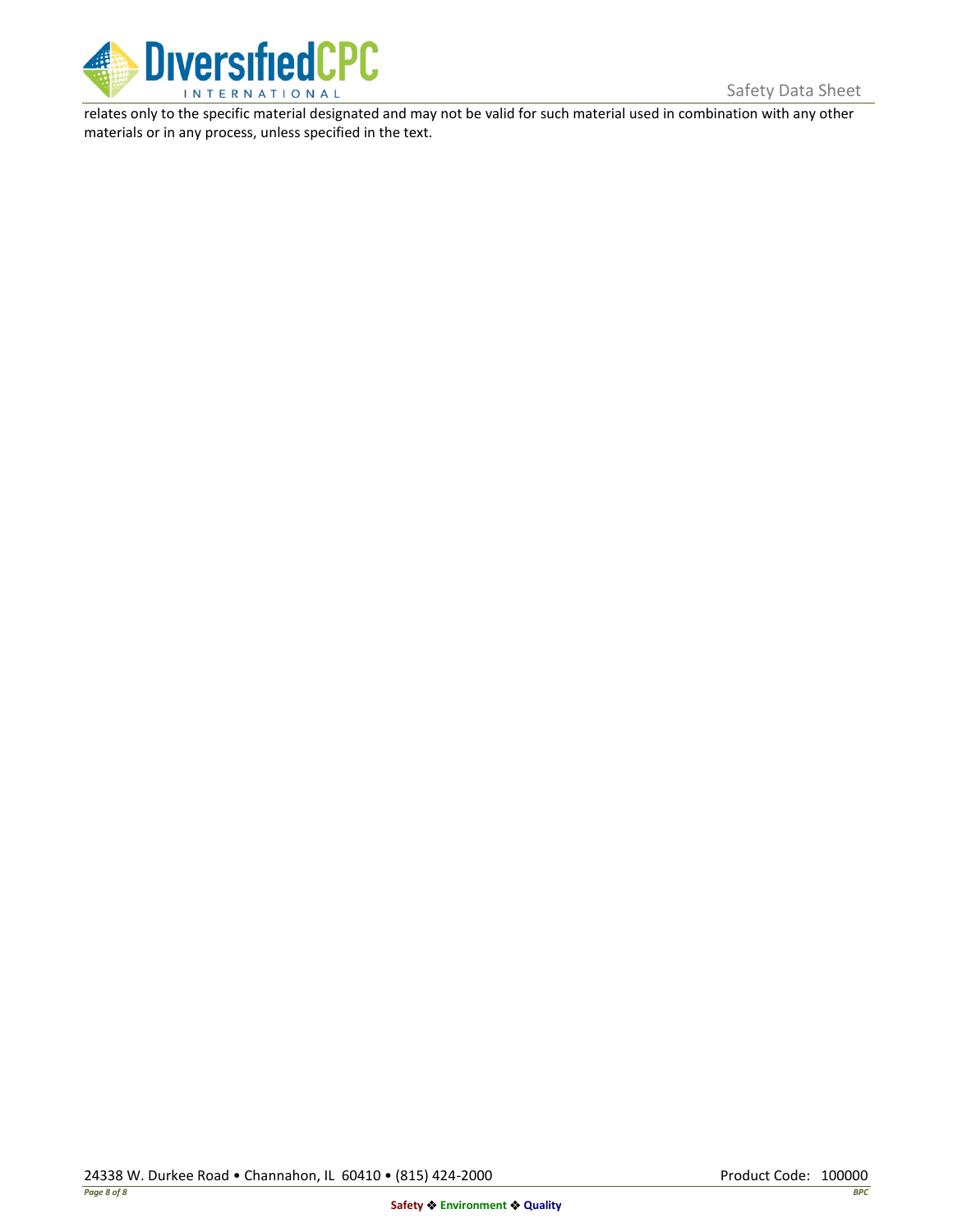relates only to the specific material designated and may not be valid for such material used in combination with any other materials or in any process, unless specified in the text.